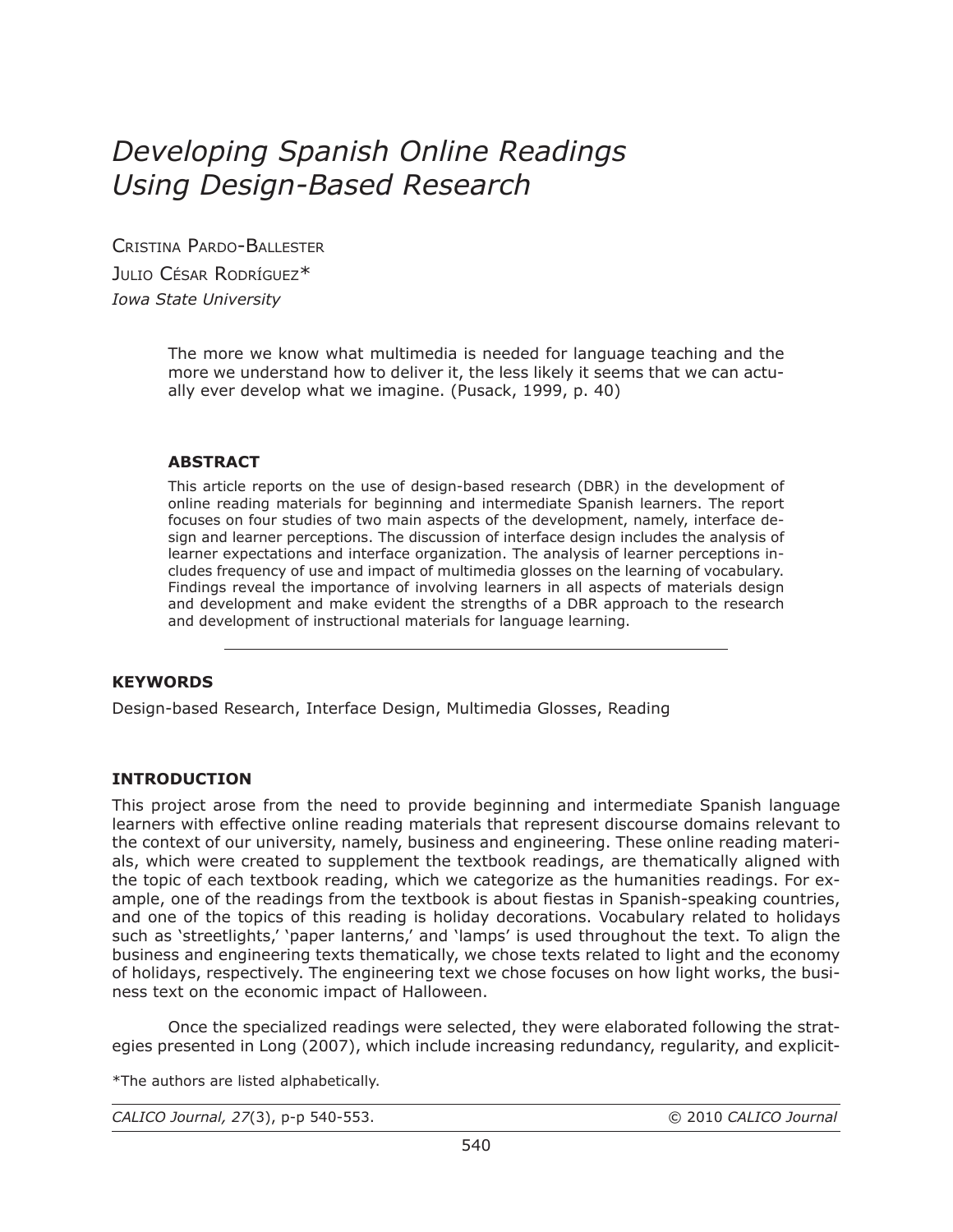# *Developing Spanish Online Readings Using Design-Based Research*

Cristina Pardo-Ballester

Julio César Rodríguez*

*Iowa State University*

> The more we know what multimedia is needed for language teaching and the more we understand how to deliver it, the less likely it seems that we can actually ever develop what we imagine. (Pusack, 1999, p. 40)

### ABSTRACT

This article reports on the use of design-based research (DBR) in the development of online reading materials for beginning and intermediate Spanish learners. The report focuses on four studies of two main aspects of the development, namely, interface design and learner perceptions. The discussion of interface design includes the analysis of learner expectations and interface organization. The analysis of learner perceptions includes frequency of use and impact of multimedia glosses on the learning of vocabulary. Findings reveal the importance of involving learners in all aspects of materials design and development and make evident the strengths of a DBR approach to the research and development of instructional materials for language learning.

---

### KEYWORDS

Design-based Research, Interface Design, Multimedia Glosses, Reading

### INTRODUCTION

This project arose from the need to provide beginning and intermediate Spanish language learners with effective online reading materials that represent discourse domains relevant to the context of our university, namely, business and engineering. These online reading materials, which were created to supplement the textbook readings, are thematically aligned with the topic of each textbook reading, which we categorize as the humanities readings. For example, one of the readings from the textbook is about fiestas in Spanish-speaking countries, and one of the topics of this reading is holiday decorations. Vocabulary related to holidays such as 'streetlights,' 'paper lanterns,' and 'lamps' is used throughout the text. To align the business and engineering texts thematically, we chose texts related to light and the economy of holidays, respectively. The engineering text we chose focuses on how light works, the business text on the economic impact of Halloween.

Once the specialized readings were selected, they were elaborated following the strategies presented in Long (2007), which include increasing redundancy, regularity, and explicit-

*The authors are listed alphabetically.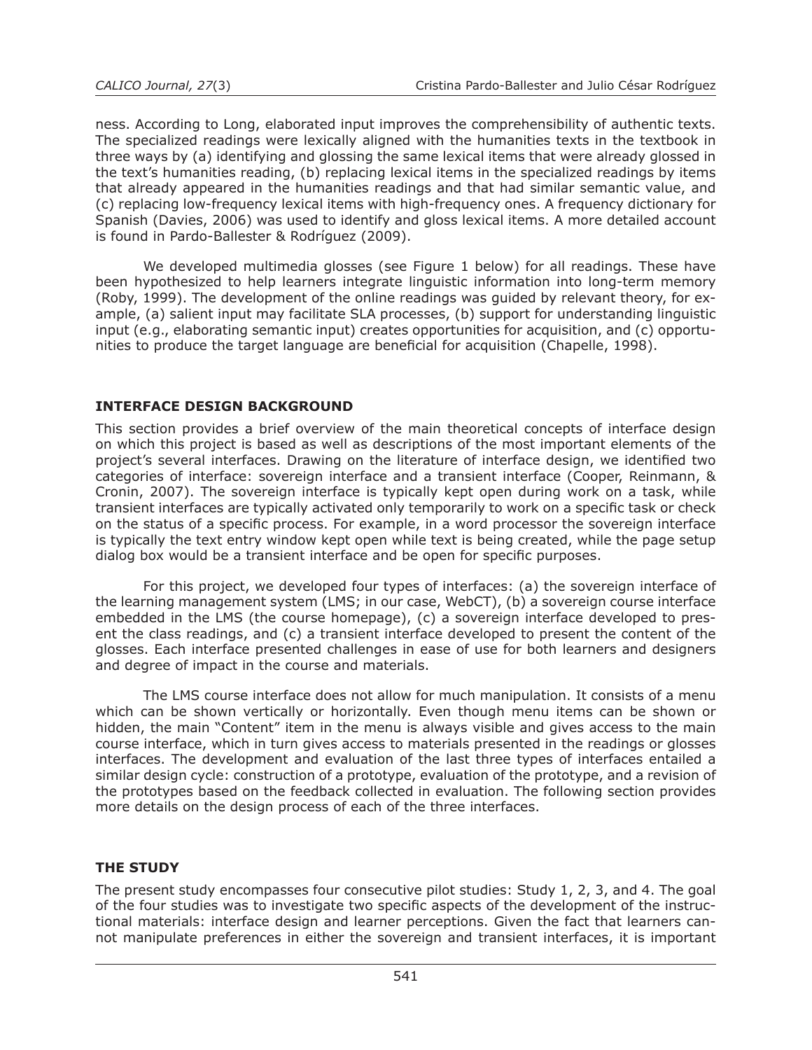ness. According to Long, elaborated input improves the comprehensibility of authentic texts. The specialized readings were lexically aligned with the humanities texts in the textbook in three ways by (a) identifying and glossing the same lexical items that were already glossed in the text's humanities reading, (b) replacing lexical items in the specialized readings by items that already appeared in the humanities readings and that had similar semantic value, and (c) replacing low-frequency lexical items with high-frequency ones. A frequency dictionary for Spanish (Davies, 2006) was used to identify and gloss lexical items. A more detailed account is found in Pardo-Ballester & Rodríguez (2009).

We developed multimedia glosses (see Figure 1 below) for all readings. These have been hypothesized to help learners integrate linguistic information into long-term memory (Roby, 1999). The development of the online readings was guided by relevant theory, for example, (a) salient input may facilitate SLA processes, (b) support for understanding linguistic input (e.g., elaborating semantic input) creates opportunities for acquisition, and (c) opportunities to produce the target language are beneficial for acquisition (Chapelle, 1998).

## INTERFACE DESIGN BACKGROUND

This section provides a brief overview of the main theoretical concepts of interface design on which this project is based as well as descriptions of the most important elements of the project's several interfaces. Drawing on the literature of interface design, we identified two categories of interface: sovereign interface and a transient interface (Cooper, Reinmann, & Cronin, 2007). The sovereign interface is typically kept open during work on a task, while transient interfaces are typically activated only temporarily to work on a specific task or check on the status of a specific process. For example, in a word processor the sovereign interface is typically the text entry window kept open while text is being created, while the page setup dialog box would be a transient interface and be open for specific purposes.

For this project, we developed four types of interfaces: (a) the sovereign interface of the learning management system (LMS; in our case, WebCT), (b) a sovereign course interface embedded in the LMS (the course homepage), (c) a sovereign interface developed to present the class readings, and (c) a transient interface developed to present the content of the glosses. Each interface presented challenges in ease of use for both learners and designers and degree of impact in the course and materials.

The LMS course interface does not allow for much manipulation. It consists of a menu which can be shown vertically or horizontally. Even though menu items can be shown or hidden, the main "Content" item in the menu is always visible and gives access to the main course interface, which in turn gives access to materials presented in the readings or glosses interfaces. The development and evaluation of the last three types of interfaces entailed a similar design cycle: construction of a prototype, evaluation of the prototype, and a revision of the prototypes based on the feedback collected in evaluation. The following section provides more details on the design process of each of the three interfaces.

## THE STUDY

The present study encompasses four consecutive pilot studies: Study 1, 2, 3, and 4. The goal of the four studies was to investigate two specific aspects of the development of the instructional materials: interface design and learner perceptions. Given the fact that learners cannot manipulate preferences in either the sovereign and transient interfaces, it is important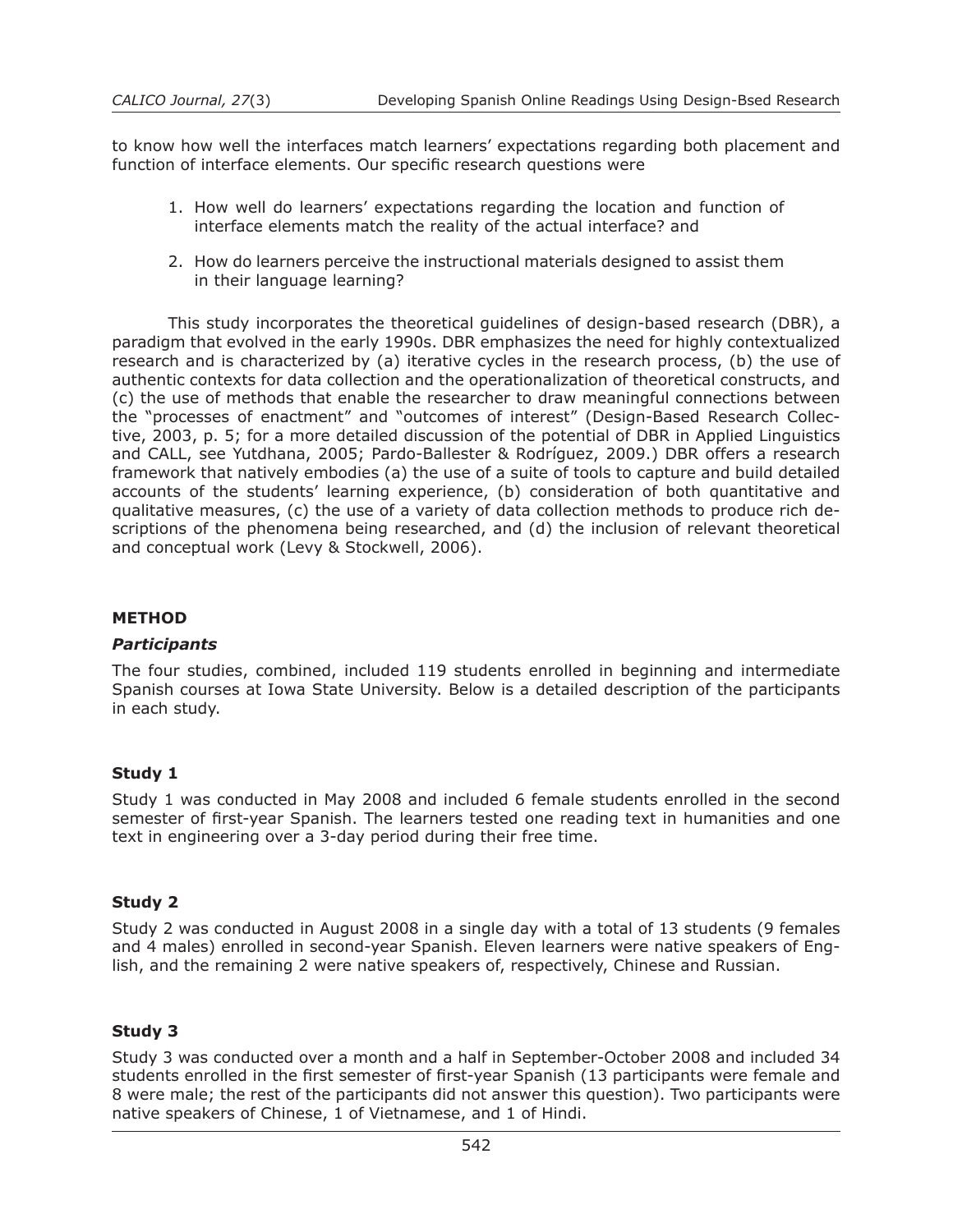to know how well the interfaces match learners' expectations regarding both placement and function of interface elements. Our specific research questions were

1. How well do learners' expectations regarding the location and function of interface elements match the reality of the actual interface? and
2. How do learners perceive the instructional materials designed to assist them in their language learning?

This study incorporates the theoretical guidelines of design-based research (DBR), a paradigm that evolved in the early 1990s. DBR emphasizes the need for highly contextualized research and is characterized by (a) iterative cycles in the research process, (b) the use of authentic contexts for data collection and the operationalization of theoretical constructs, and (c) the use of methods that enable the researcher to draw meaningful connections between the "processes of enactment" and "outcomes of interest" (Design-Based Research Collective, 2003, p. 5; for a more detailed discussion of the potential of DBR in Applied Linguistics and CALL, see Yutdhana, 2005; Pardo-Ballester & Rodríguez, 2009.) DBR offers a research framework that natively embodies (a) the use of a suite of tools to capture and build detailed accounts of the students' learning experience, (b) consideration of both quantitative and qualitative measures, (c) the use of a variety of data collection methods to produce rich descriptions of the phenomena being researched, and (d) the inclusion of relevant theoretical and conceptual work (Levy & Stockwell, 2006).

## METHOD

### *Participants*

The four studies, combined, included 119 students enrolled in beginning and intermediate Spanish courses at Iowa State University. Below is a detailed description of the participants in each study.

#### Study 1

Study 1 was conducted in May 2008 and included 6 female students enrolled in the second semester of first-year Spanish. The learners tested one reading text in humanities and one text in engineering over a 3-day period during their free time.

#### Study 2

Study 2 was conducted in August 2008 in a single day with a total of 13 students (9 females and 4 males) enrolled in second-year Spanish. Eleven learners were native speakers of English, and the remaining 2 were native speakers of, respectively, Chinese and Russian.

#### Study 3

Study 3 was conducted over a month and a half in September-October 2008 and included 34 students enrolled in the first semester of first-year Spanish (13 participants were female and 8 were male; the rest of the participants did not answer this question). Two participants were native speakers of Chinese, 1 of Vietnamese, and 1 of Hindi.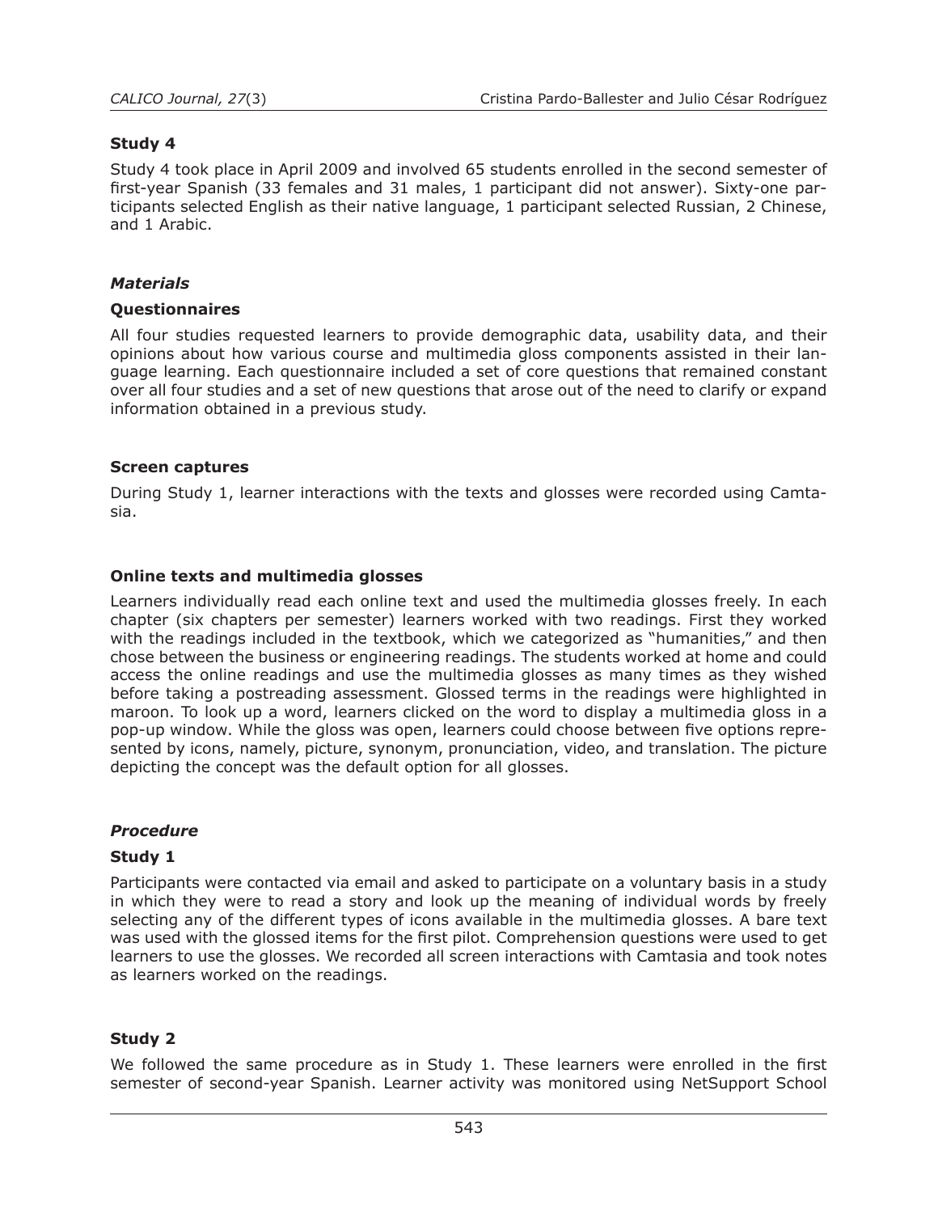### Study 4

Study 4 took place in April 2009 and involved 65 students enrolled in the second semester of first-year Spanish (33 females and 31 males, 1 participant did not answer). Sixty-one participants selected English as their native language, 1 participant selected Russian, 2 Chinese, and 1 Arabic.

## *Materials*

### Questionnaires

All four studies requested learners to provide demographic data, usability data, and their opinions about how various course and multimedia gloss components assisted in their language learning. Each questionnaire included a set of core questions that remained constant over all four studies and a set of new questions that arose out of the need to clarify or expand information obtained in a previous study.

### Screen captures

During Study 1, learner interactions with the texts and glosses were recorded using Camtasia.

### Online texts and multimedia glosses

Learners individually read each online text and used the multimedia glosses freely. In each chapter (six chapters per semester) learners worked with two readings. First they worked with the readings included in the textbook, which we categorized as "humanities," and then chose between the business or engineering readings. The students worked at home and could access the online readings and use the multimedia glosses as many times as they wished before taking a postreading assessment. Glossed terms in the readings were highlighted in maroon. To look up a word, learners clicked on the word to display a multimedia gloss in a pop-up window. While the gloss was open, learners could choose between five options represented by icons, namely, picture, synonym, pronunciation, video, and translation. The picture depicting the concept was the default option for all glosses.

## *Procedure*

### Study 1

Participants were contacted via email and asked to participate on a voluntary basis in a study in which they were to read a story and look up the meaning of individual words by freely selecting any of the different types of icons available in the multimedia glosses. A bare text was used with the glossed items for the first pilot. Comprehension questions were used to get learners to use the glosses. We recorded all screen interactions with Camtasia and took notes as learners worked on the readings.

### Study 2

We followed the same procedure as in Study 1. These learners were enrolled in the first semester of second-year Spanish. Learner activity was monitored using NetSupport School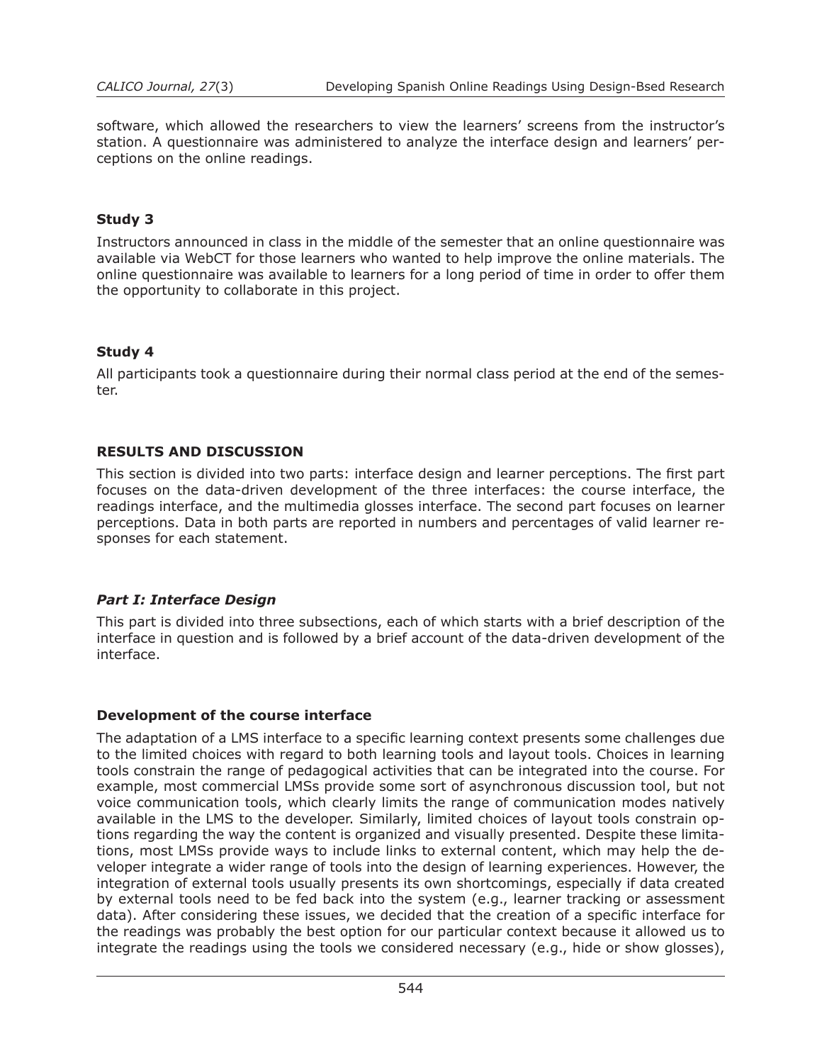software, which allowed the researchers to view the learners' screens from the instructor's station. A questionnaire was administered to analyze the interface design and learners' perceptions on the online readings.

### Study 3

Instructors announced in class in the middle of the semester that an online questionnaire was available via WebCT for those learners who wanted to help improve the online materials. The online questionnaire was available to learners for a long period of time in order to offer them the opportunity to collaborate in this project.

### Study 4

All participants took a questionnaire during their normal class period at the end of the semester.

## RESULTS AND DISCUSSION

This section is divided into two parts: interface design and learner perceptions. The first part focuses on the data-driven development of the three interfaces: the course interface, the readings interface, and the multimedia glosses interface. The second part focuses on learner perceptions. Data in both parts are reported in numbers and percentages of valid learner responses for each statement.

### *Part I: Interface Design*

This part is divided into three subsections, each of which starts with a brief description of the interface in question and is followed by a brief account of the data-driven development of the interface.

#### Development of the course interface

The adaptation of a LMS interface to a specific learning context presents some challenges due to the limited choices with regard to both learning tools and layout tools. Choices in learning tools constrain the range of pedagogical activities that can be integrated into the course. For example, most commercial LMSs provide some sort of asynchronous discussion tool, but not voice communication tools, which clearly limits the range of communication modes natively available in the LMS to the developer. Similarly, limited choices of layout tools constrain options regarding the way the content is organized and visually presented. Despite these limitations, most LMSs provide ways to include links to external content, which may help the developer integrate a wider range of tools into the design of learning experiences. However, the integration of external tools usually presents its own shortcomings, especially if data created by external tools need to be fed back into the system (e.g., learner tracking or assessment data). After considering these issues, we decided that the creation of a specific interface for the readings was probably the best option for our particular context because it allowed us to integrate the readings using the tools we considered necessary (e.g., hide or show glosses),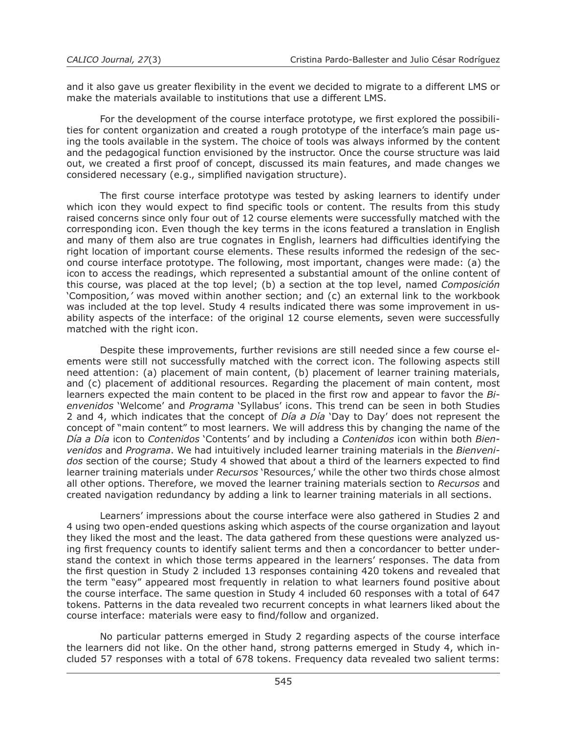and it also gave us greater flexibility in the event we decided to migrate to a different LMS or make the materials available to institutions that use a different LMS.

For the development of the course interface prototype, we first explored the possibilities for content organization and created a rough prototype of the interface's main page using the tools available in the system. The choice of tools was always informed by the content and the pedagogical function envisioned by the instructor. Once the course structure was laid out, we created a first proof of concept, discussed its main features, and made changes we considered necessary (e.g., simplified navigation structure).

The first course interface prototype was tested by asking learners to identify under which icon they would expect to find specific tools or content. The results from this study raised concerns since only four out of 12 course elements were successfully matched with the corresponding icon. Even though the key terms in the icons featured a translation in English and many of them also are true cognates in English, learners had difficulties identifying the right location of important course elements. These results informed the redesign of the second course interface prototype. The following, most important, changes were made: (a) the icon to access the readings, which represented a substantial amount of the online content of this course, was placed at the top level; (b) a section at the top level, named *Composición* 'Composition*,'* was moved within another section; and (c) an external link to the workbook was included at the top level. Study 4 results indicated there was some improvement in usability aspects of the interface: of the original 12 course elements, seven were successfully matched with the right icon.

Despite these improvements, further revisions are still needed since a few course elements were still not successfully matched with the correct icon. The following aspects still need attention: (a) placement of main content, (b) placement of learner training materials, and (c) placement of additional resources. Regarding the placement of main content, most learners expected the main content to be placed in the first row and appear to favor the *Bienvenidos* 'Welcome' and *Programa* 'Syllabus' icons. This trend can be seen in both Studies 2 and 4, which indicates that the concept of *Día a Día* 'Day to Day' does not represent the concept of "main content" to most learners. We will address this by changing the name of the *Día a Día* icon to *Contenidos* 'Contents' and by including a *Contenidos* icon within both *Bienvenidos* and *Programa*. We had intuitively included learner training materials in the *Bienvenidos* section of the course; Study 4 showed that about a third of the learners expected to find learner training materials under *Recursos* 'Resources,' while the other two thirds chose almost all other options. Therefore, we moved the learner training materials section to *Recursos* and created navigation redundancy by adding a link to learner training materials in all sections.

Learners' impressions about the course interface were also gathered in Studies 2 and 4 using two open-ended questions asking which aspects of the course organization and layout they liked the most and the least. The data gathered from these questions were analyzed using first frequency counts to identify salient terms and then a concordancer to better understand the context in which those terms appeared in the learners' responses. The data from the first question in Study 2 included 13 responses containing 420 tokens and revealed that the term "easy" appeared most frequently in relation to what learners found positive about the course interface. The same question in Study 4 included 60 responses with a total of 647 tokens. Patterns in the data revealed two recurrent concepts in what learners liked about the course interface: materials were easy to find/follow and organized.

No particular patterns emerged in Study 2 regarding aspects of the course interface the learners did not like. On the other hand, strong patterns emerged in Study 4, which included 57 responses with a total of 678 tokens. Frequency data revealed two salient terms: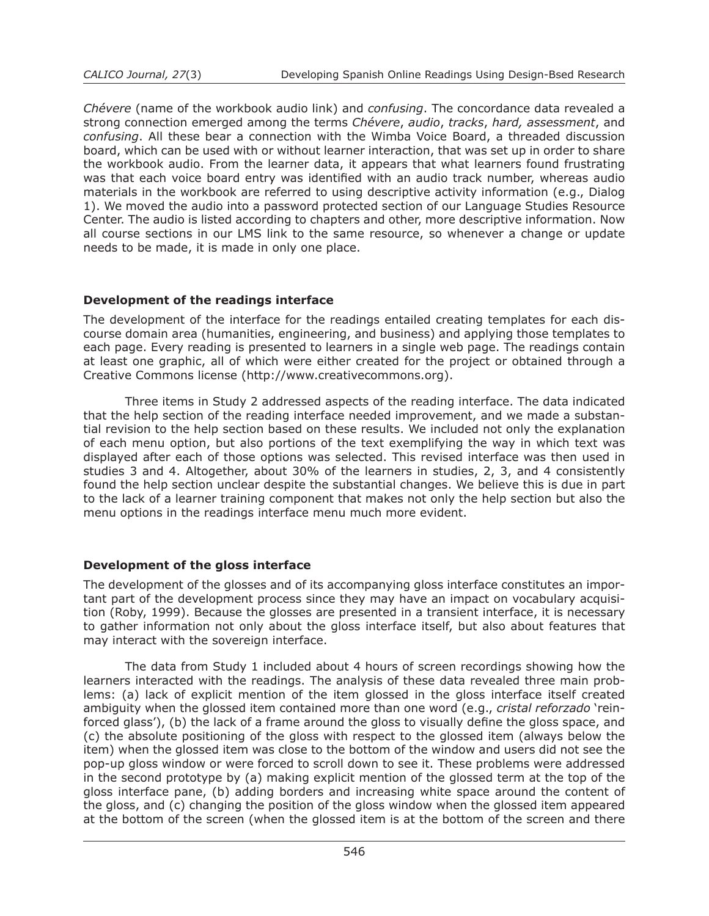*Chévere* (name of the workbook audio link) and *confusing*. The concordance data revealed a strong connection emerged among the terms *Chévere*, *audio*, *tracks*, *hard, assessment*, and *confusing*. All these bear a connection with the Wimba Voice Board, a threaded discussion board, which can be used with or without learner interaction, that was set up in order to share the workbook audio. From the learner data, it appears that what learners found frustrating was that each voice board entry was identified with an audio track number, whereas audio materials in the workbook are referred to using descriptive activity information (e.g., Dialog 1). We moved the audio into a password protected section of our Language Studies Resource Center. The audio is listed according to chapters and other, more descriptive information. Now all course sections in our LMS link to the same resource, so whenever a change or update needs to be made, it is made in only one place.

### Development of the readings interface

The development of the interface for the readings entailed creating templates for each discourse domain area (humanities, engineering, and business) and applying those templates to each page. Every reading is presented to learners in a single web page. The readings contain at least one graphic, all of which were either created for the project or obtained through a Creative Commons license (http://www.creativecommons.org).

Three items in Study 2 addressed aspects of the reading interface. The data indicated that the help section of the reading interface needed improvement, and we made a substantial revision to the help section based on these results. We included not only the explanation of each menu option, but also portions of the text exemplifying the way in which text was displayed after each of those options was selected. This revised interface was then used in studies 3 and 4. Altogether, about 30% of the learners in studies, 2, 3, and 4 consistently found the help section unclear despite the substantial changes. We believe this is due in part to the lack of a learner training component that makes not only the help section but also the menu options in the readings interface menu much more evident.

### Development of the gloss interface

The development of the glosses and of its accompanying gloss interface constitutes an important part of the development process since they may have an impact on vocabulary acquisition (Roby, 1999). Because the glosses are presented in a transient interface, it is necessary to gather information not only about the gloss interface itself, but also about features that may interact with the sovereign interface.

The data from Study 1 included about 4 hours of screen recordings showing how the learners interacted with the readings. The analysis of these data revealed three main problems: (a) lack of explicit mention of the item glossed in the gloss interface itself created ambiguity when the glossed item contained more than one word (e.g., *cristal reforzado* 'reinforced glass'), (b) the lack of a frame around the gloss to visually define the gloss space, and (c) the absolute positioning of the gloss with respect to the glossed item (always below the item) when the glossed item was close to the bottom of the window and users did not see the pop-up gloss window or were forced to scroll down to see it. These problems were addressed in the second prototype by (a) making explicit mention of the glossed term at the top of the gloss interface pane, (b) adding borders and increasing white space around the content of the gloss, and (c) changing the position of the gloss window when the glossed item appeared at the bottom of the screen (when the glossed item is at the bottom of the screen and there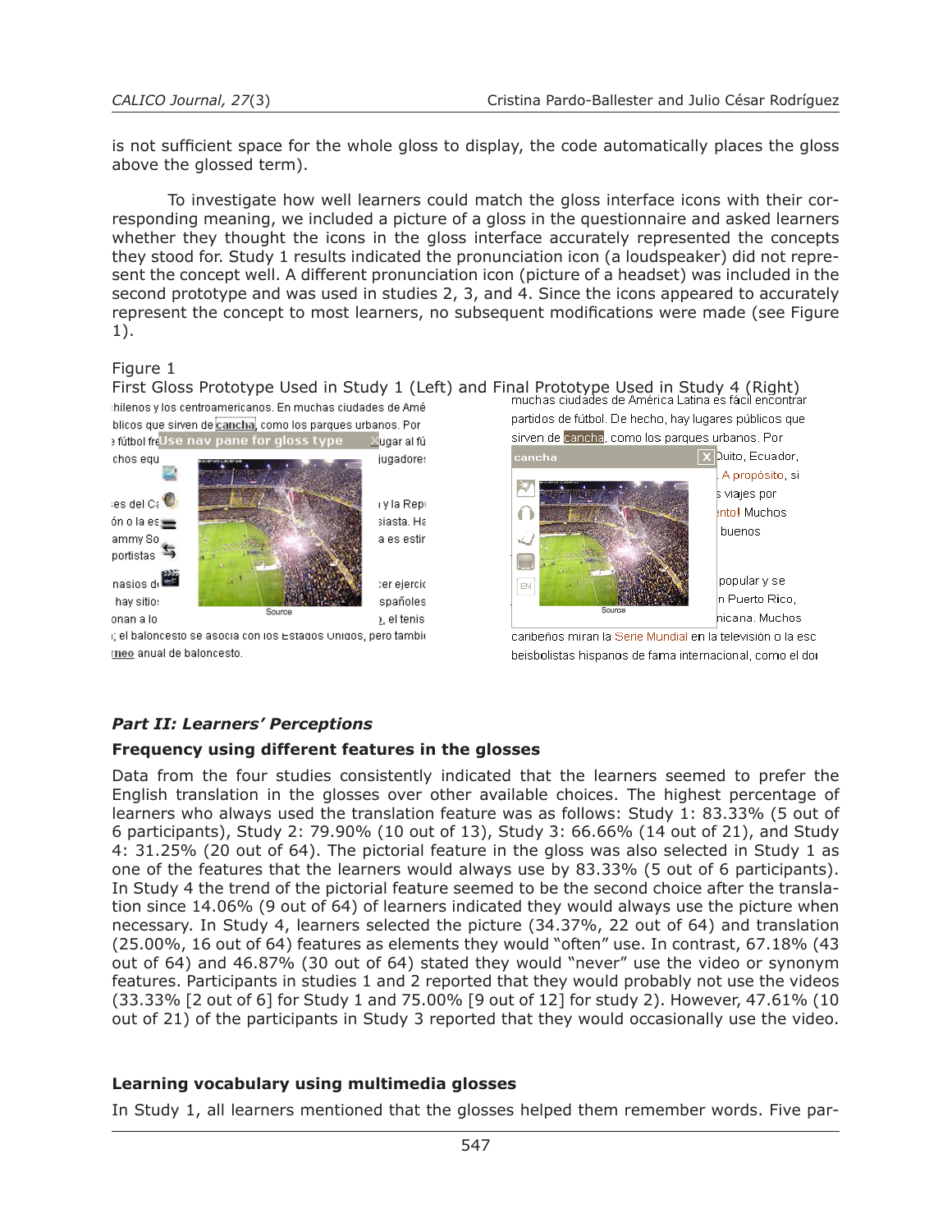is not sufficient space for the whole gloss to display, the code automatically places the gloss above the glossed term).

To investigate how well learners could match the gloss interface icons with their corresponding meaning, we included a picture of a gloss in the questionnaire and asked learners whether they thought the icons in the gloss interface accurately represented the concepts they stood for. Study 1 results indicated the pronunciation icon (a loudspeaker) did not represent the concept well. A different pronunciation icon (picture of a headset) was included in the second prototype and was used in studies 2, 3, and 4. Since the icons appeared to accurately represent the concept to most learners, no subsequent modifications were made (see Figure 1).

Figure 1

First Gloss Prototype Used in Study 1 (Left) and Final Prototype Used in Study 4 (Right)

### *Part II: Learners' Perceptions*

#### Frequency using different features in the glosses

Data from the four studies consistently indicated that the learners seemed to prefer the English translation in the glosses over other available choices. The highest percentage of learners who always used the translation feature was as follows: Study 1: 83.33% (5 out of 6 participants), Study 2: 79.90% (10 out of 13), Study 3: 66.66% (14 out of 21), and Study 4: 31.25% (20 out of 64). The pictorial feature in the gloss was also selected in Study 1 as one of the features that the learners would always use by 83.33% (5 out of 6 participants). In Study 4 the trend of the pictorial feature seemed to be the second choice after the translation since 14.06% (9 out of 64) of learners indicated they would always use the picture when necessary. In Study 4, learners selected the picture (34.37%, 22 out of 64) and translation (25.00%, 16 out of 64) features as elements they would "often" use. In contrast, 67.18% (43 out of 64) and 46.87% (30 out of 64) stated they would "never" use the video or synonym features. Participants in studies 1 and 2 reported that they would probably not use the videos (33.33% [2 out of 6] for Study 1 and 75.00% [9 out of 12] for study 2). However, 47.61% (10 out of 21) of the participants in Study 3 reported that they would occasionally use the video.

#### Learning vocabulary using multimedia glosses

In Study 1, all learners mentioned that the glosses helped them remember words. Five par-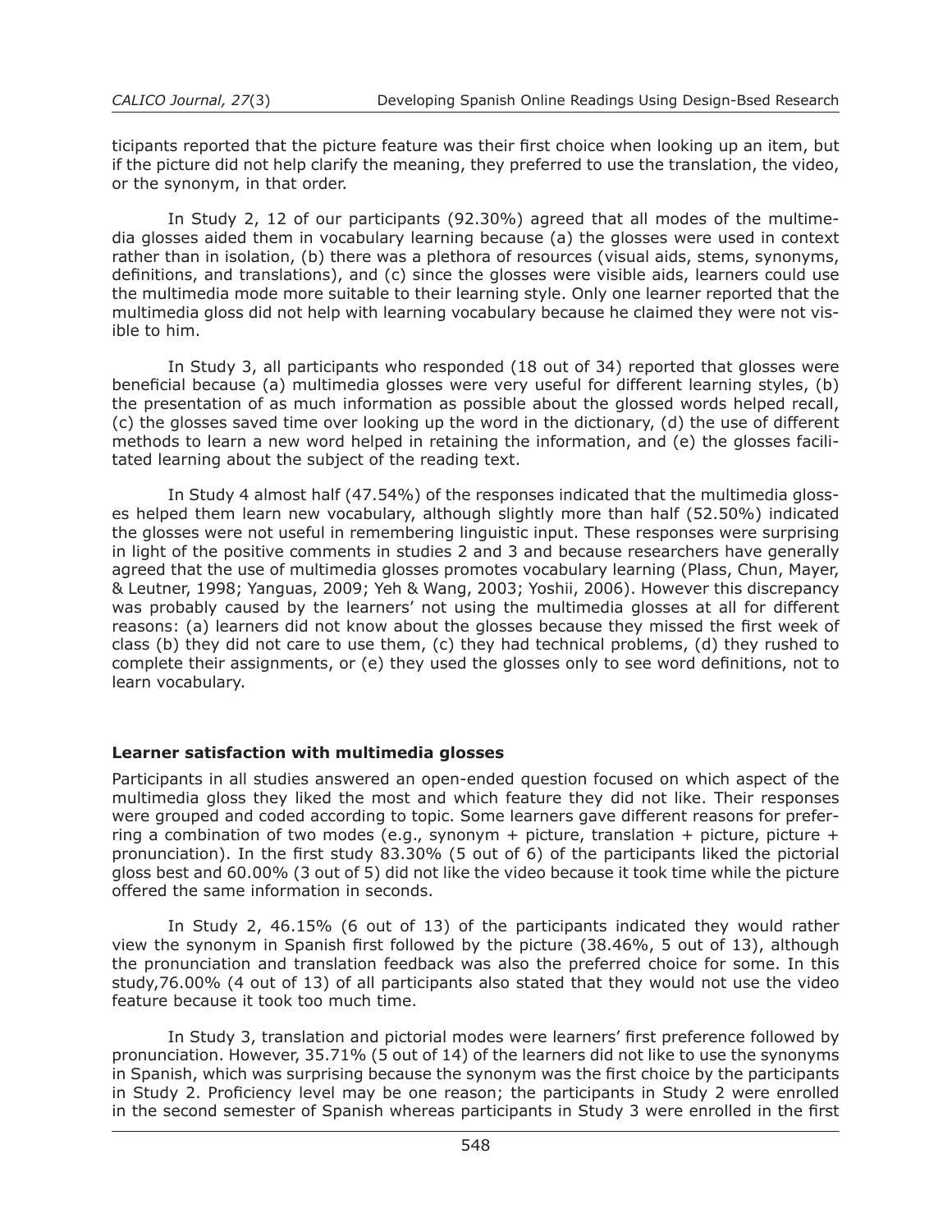ticipants reported that the picture feature was their first choice when looking up an item, but if the picture did not help clarify the meaning, they preferred to use the translation, the video, or the synonym, in that order.

In Study 2, 12 of our participants (92.30%) agreed that all modes of the multimedia glosses aided them in vocabulary learning because (a) the glosses were used in context rather than in isolation, (b) there was a plethora of resources (visual aids, stems, synonyms, definitions, and translations), and (c) since the glosses were visible aids, learners could use the multimedia mode more suitable to their learning style. Only one learner reported that the multimedia gloss did not help with learning vocabulary because he claimed they were not visible to him.

In Study 3, all participants who responded (18 out of 34) reported that glosses were beneficial because (a) multimedia glosses were very useful for different learning styles, (b) the presentation of as much information as possible about the glossed words helped recall, (c) the glosses saved time over looking up the word in the dictionary, (d) the use of different methods to learn a new word helped in retaining the information, and (e) the glosses facilitated learning about the subject of the reading text.

In Study 4 almost half (47.54%) of the responses indicated that the multimedia glosses helped them learn new vocabulary, although slightly more than half (52.50%) indicated the glosses were not useful in remembering linguistic input. These responses were surprising in light of the positive comments in studies 2 and 3 and because researchers have generally agreed that the use of multimedia glosses promotes vocabulary learning (Plass, Chun, Mayer, & Leutner, 1998; Yanguas, 2009; Yeh & Wang, 2003; Yoshii, 2006). However this discrepancy was probably caused by the learners' not using the multimedia glosses at all for different reasons: (a) learners did not know about the glosses because they missed the first week of class (b) they did not care to use them, (c) they had technical problems, (d) they rushed to complete their assignments, or (e) they used the glosses only to see word definitions, not to learn vocabulary.

### Learner satisfaction with multimedia glosses

Participants in all studies answered an open-ended question focused on which aspect of the multimedia gloss they liked the most and which feature they did not like. Their responses were grouped and coded according to topic. Some learners gave different reasons for preferring a combination of two modes (e.g., synonym + picture, translation + picture, picture + pronunciation). In the first study 83.30% (5 out of 6) of the participants liked the pictorial gloss best and 60.00% (3 out of 5) did not like the video because it took time while the picture offered the same information in seconds.

In Study 2, 46.15% (6 out of 13) of the participants indicated they would rather view the synonym in Spanish first followed by the picture (38.46%, 5 out of 13), although the pronunciation and translation feedback was also the preferred choice for some. In this study,76.00% (4 out of 13) of all participants also stated that they would not use the video feature because it took too much time.

In Study 3, translation and pictorial modes were learners' first preference followed by pronunciation. However, 35.71% (5 out of 14) of the learners did not like to use the synonyms in Spanish, which was surprising because the synonym was the first choice by the participants in Study 2. Proficiency level may be one reason; the participants in Study 2 were enrolled in the second semester of Spanish whereas participants in Study 3 were enrolled in the first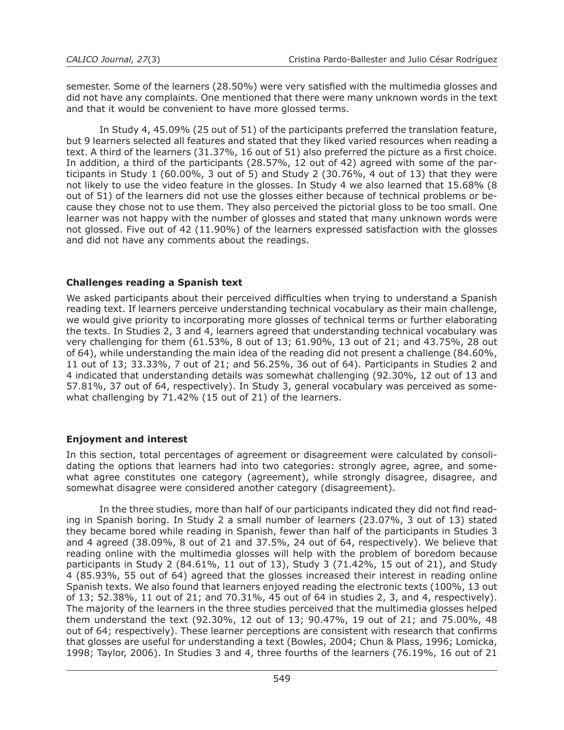semester. Some of the learners (28.50%) were very satisfied with the multimedia glosses and did not have any complaints. One mentioned that there were many unknown words in the text and that it would be convenient to have more glossed terms.

In Study 4, 45.09% (25 out of 51) of the participants preferred the translation feature, but 9 learners selected all features and stated that they liked varied resources when reading a text. A third of the learners (31.37%, 16 out of 51) also preferred the picture as a first choice. In addition, a third of the participants (28.57%, 12 out of 42) agreed with some of the participants in Study 1 (60.00%, 3 out of 5) and Study 2 (30.76%, 4 out of 13) that they were not likely to use the video feature in the glosses. In Study 4 we also learned that 15.68% (8 out of 51) of the learners did not use the glosses either because of technical problems or because they chose not to use them. They also perceived the pictorial gloss to be too small. One learner was not happy with the number of glosses and stated that many unknown words were not glossed. Five out of 42 (11.90%) of the learners expressed satisfaction with the glosses and did not have any comments about the readings.

### Challenges reading a Spanish text

We asked participants about their perceived difficulties when trying to understand a Spanish reading text. If learners perceive understanding technical vocabulary as their main challenge, we would give priority to incorporating more glosses of technical terms or further elaborating the texts. In Studies 2, 3 and 4, learners agreed that understanding technical vocabulary was very challenging for them (61.53%, 8 out of 13; 61.90%, 13 out of 21; and 43.75%, 28 out of 64), while understanding the main idea of the reading did not present a challenge (84.60%, 11 out of 13; 33.33%, 7 out of 21; and 56.25%, 36 out of 64). Participants in Studies 2 and 4 indicated that understanding details was somewhat challenging (92.30%, 12 out of 13 and 57.81%, 37 out of 64, respectively). In Study 3, general vocabulary was perceived as somewhat challenging by 71.42% (15 out of 21) of the learners.

### Enjoyment and interest

In this section, total percentages of agreement or disagreement were calculated by consolidating the options that learners had into two categories: strongly agree, agree, and somewhat agree constitutes one category (agreement), while strongly disagree, disagree, and somewhat disagree were considered another category (disagreement).

In the three studies, more than half of our participants indicated they did not find reading in Spanish boring. In Study 2 a small number of learners (23.07%, 3 out of 13) stated they became bored while reading in Spanish, fewer than half of the participants in Studies 3 and 4 agreed (38.09%, 8 out of 21 and 37.5%, 24 out of 64, respectively). We believe that reading online with the multimedia glosses will help with the problem of boredom because participants in Study 2 (84.61%, 11 out of 13), Study 3 (71.42%, 15 out of 21), and Study 4 (85.93%, 55 out of 64) agreed that the glosses increased their interest in reading online Spanish texts. We also found that learners enjoyed reading the electronic texts (100%, 13 out of 13; 52.38%, 11 out of 21; and 70.31%, 45 out of 64 in studies 2, 3, and 4, respectively). The majority of the learners in the three studies perceived that the multimedia glosses helped them understand the text (92.30%, 12 out of 13; 90.47%, 19 out of 21; and 75.00%, 48 out of 64; respectively). These learner perceptions are consistent with research that confirms that glosses are useful for understanding a text (Bowles, 2004; Chun & Plass, 1996; Lomicka, 1998; Taylor, 2006). In Studies 3 and 4, three fourths of the learners (76.19%, 16 out of 21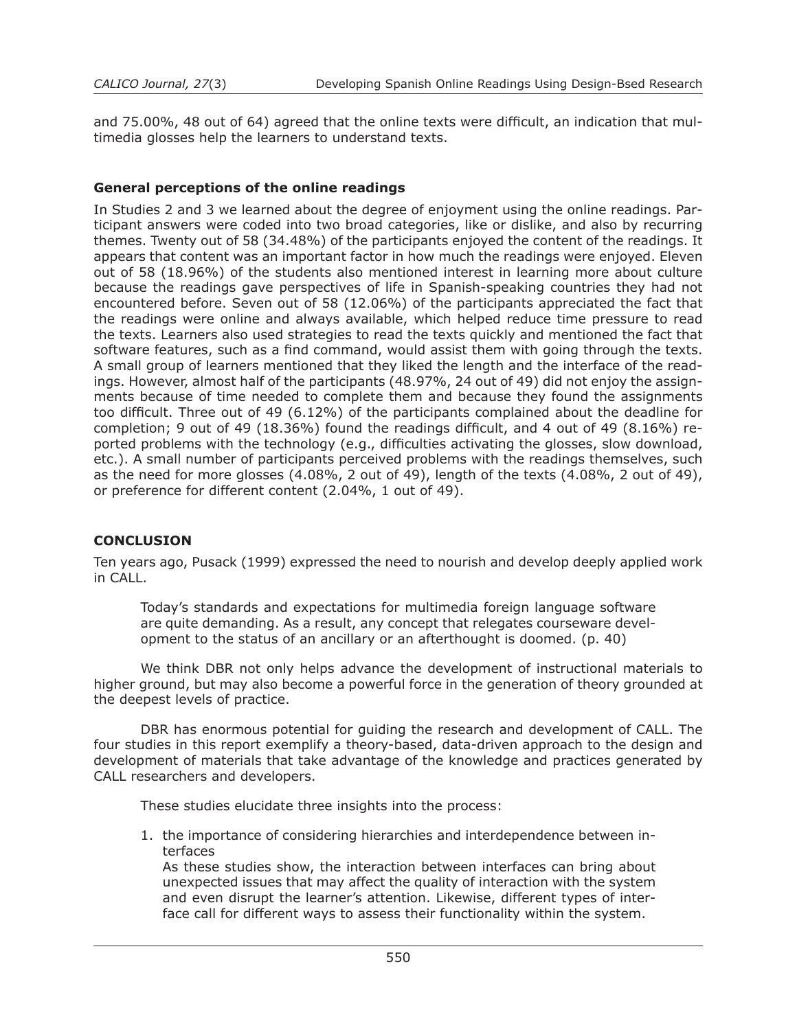and 75.00%, 48 out of 64) agreed that the online texts were difficult, an indication that multimedia glosses help the learners to understand texts.

### General perceptions of the online readings

In Studies 2 and 3 we learned about the degree of enjoyment using the online readings. Participant answers were coded into two broad categories, like or dislike, and also by recurring themes. Twenty out of 58 (34.48%) of the participants enjoyed the content of the readings. It appears that content was an important factor in how much the readings were enjoyed. Eleven out of 58 (18.96%) of the students also mentioned interest in learning more about culture because the readings gave perspectives of life in Spanish-speaking countries they had not encountered before. Seven out of 58 (12.06%) of the participants appreciated the fact that the readings were online and always available, which helped reduce time pressure to read the texts. Learners also used strategies to read the texts quickly and mentioned the fact that software features, such as a find command, would assist them with going through the texts. A small group of learners mentioned that they liked the length and the interface of the readings. However, almost half of the participants (48.97%, 24 out of 49) did not enjoy the assignments because of time needed to complete them and because they found the assignments too difficult. Three out of 49 (6.12%) of the participants complained about the deadline for completion; 9 out of 49 (18.36%) found the readings difficult, and 4 out of 49 (8.16%) reported problems with the technology (e.g., difficulties activating the glosses, slow download, etc.). A small number of participants perceived problems with the readings themselves, such as the need for more glosses (4.08%, 2 out of 49), length of the texts (4.08%, 2 out of 49), or preference for different content (2.04%, 1 out of 49).

## CONCLUSION

Ten years ago, Pusack (1999) expressed the need to nourish and develop deeply applied work in CALL.

> Today's standards and expectations for multimedia foreign language software are quite demanding. As a result, any concept that relegates courseware development to the status of an ancillary or an afterthought is doomed. (p. 40)

We think DBR not only helps advance the development of instructional materials to higher ground, but may also become a powerful force in the generation of theory grounded at the deepest levels of practice.

DBR has enormous potential for guiding the research and development of CALL. The four studies in this report exemplify a theory-based, data-driven approach to the design and development of materials that take advantage of the knowledge and practices generated by CALL researchers and developers.

These studies elucidate three insights into the process:

1. the importance of considering hierarchies and interdependence between interfaces
   As these studies show, the interaction between interfaces can bring about unexpected issues that may affect the quality of interaction with the system and even disrupt the learner's attention. Likewise, different types of interface call for different ways to assess their functionality within the system.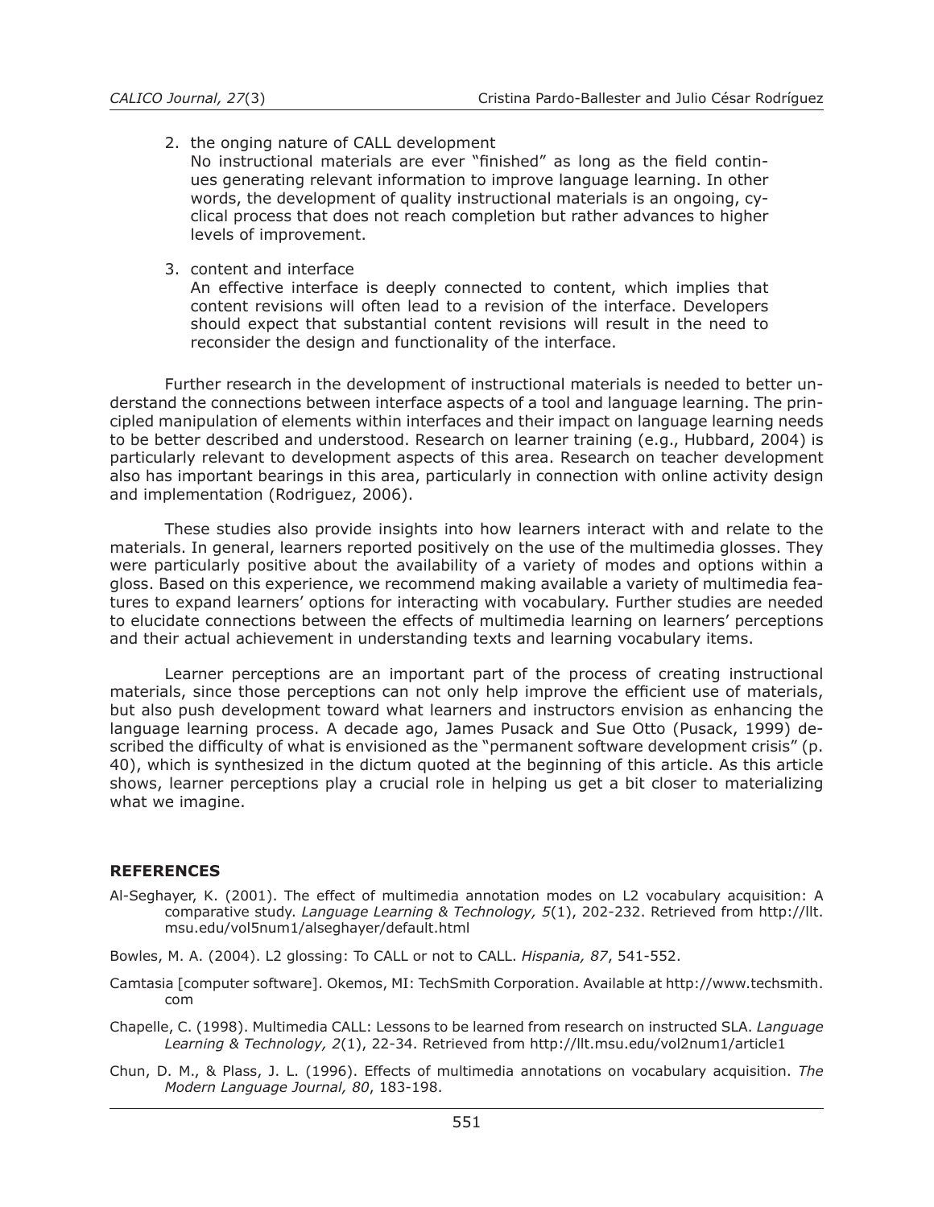2. the onging nature of CALL development
   No instructional materials are ever "finished" as long as the field continues generating relevant information to improve language learning. In other words, the development of quality instructional materials is an ongoing, cyclical process that does not reach completion but rather advances to higher levels of improvement.

3. content and interface
   An effective interface is deeply connected to content, which implies that content revisions will often lead to a revision of the interface. Developers should expect that substantial content revisions will result in the need to reconsider the design and functionality of the interface.

Further research in the development of instructional materials is needed to better understand the connections between interface aspects of a tool and language learning. The principled manipulation of elements within interfaces and their impact on language learning needs to be better described and understood. Research on learner training (e.g., Hubbard, 2004) is particularly relevant to development aspects of this area. Research on teacher development also has important bearings in this area, particularly in connection with online activity design and implementation (Rodriguez, 2006).

These studies also provide insights into how learners interact with and relate to the materials. In general, learners reported positively on the use of the multimedia glosses. They were particularly positive about the availability of a variety of modes and options within a gloss. Based on this experience, we recommend making available a variety of multimedia features to expand learners' options for interacting with vocabulary. Further studies are needed to elucidate connections between the effects of multimedia learning on learners' perceptions and their actual achievement in understanding texts and learning vocabulary items.

Learner perceptions are an important part of the process of creating instructional materials, since those perceptions can not only help improve the efficient use of materials, but also push development toward what learners and instructors envision as enhancing the language learning process. A decade ago, James Pusack and Sue Otto (Pusack, 1999) described the difficulty of what is envisioned as the "permanent software development crisis" (p. 40), which is synthesized in the dictum quoted at the beginning of this article. As this article shows, learner perceptions play a crucial role in helping us get a bit closer to materializing what we imagine.

## REFERENCES

Al-Seghayer, K. (2001). The effect of multimedia annotation modes on L2 vocabulary acquisition: A comparative study. *Language Learning & Technology, 5*(1), 202-232. Retrieved from http://llt.msu.edu/vol5num1/alseghayer/default.html

Bowles, M. A. (2004). L2 glossing: To CALL or not to CALL. *Hispania, 87*, 541-552.

Camtasia [computer software]. Okemos, MI: TechSmith Corporation. Available at http://www.techsmith.com

Chapelle, C. (1998). Multimedia CALL: Lessons to be learned from research on instructed SLA. *Language Learning & Technology, 2*(1), 22-34. Retrieved from http://llt.msu.edu/vol2num1/article1

Chun, D. M., & Plass, J. L. (1996). Effects of multimedia annotations on vocabulary acquisition. *The Modern Language Journal, 80*, 183-198.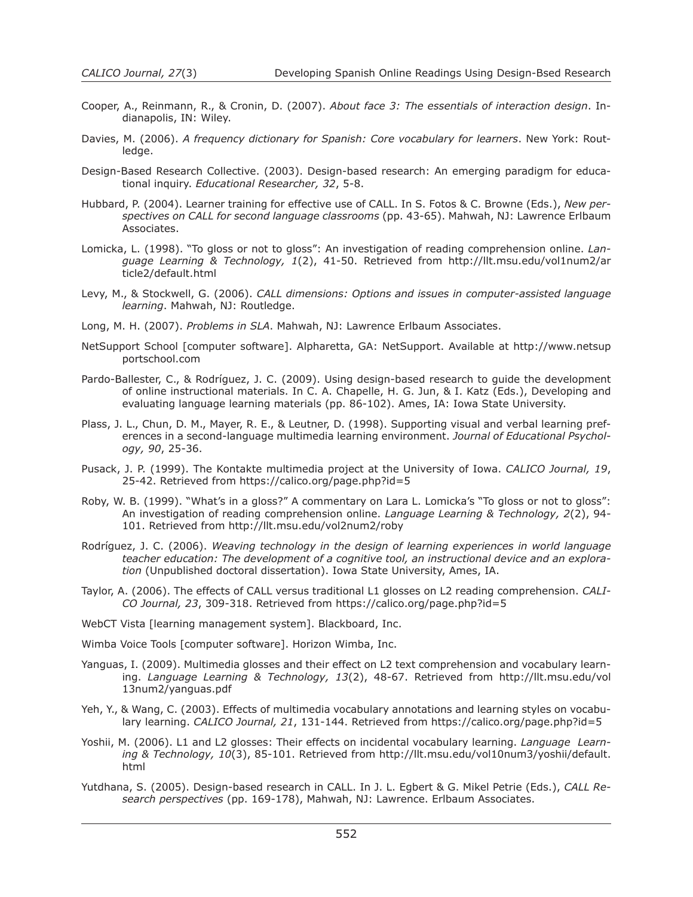Cooper, A., Reinmann, R., & Cronin, D. (2007). *About face 3: The essentials of interaction design*. Indianapolis, IN: Wiley.

Davies, M. (2006). *A frequency dictionary for Spanish: Core vocabulary for learners*. New York: Routledge.

Design-Based Research Collective. (2003). Design-based research: An emerging paradigm for educational inquiry. *Educational Researcher, 32*, 5-8.

Hubbard, P. (2004). Learner training for effective use of CALL. In S. Fotos & C. Browne (Eds.), *New perspectives on CALL for second language classrooms* (pp. 43-65). Mahwah, NJ: Lawrence Erlbaum Associates.

Lomicka, L. (1998). "To gloss or not to gloss": An investigation of reading comprehension online. *Language Learning & Technology, 1*(2), 41-50. Retrieved from http://llt.msu.edu/vol1num2/article2/default.html

Levy, M., & Stockwell, G. (2006). *CALL dimensions: Options and issues in computer-assisted language learning*. Mahwah, NJ: Routledge.

Long, M. H. (2007). *Problems in SLA*. Mahwah, NJ: Lawrence Erlbaum Associates.

NetSupport School [computer software]. Alpharetta, GA: NetSupport. Available at http://www.netsupportschool.com

Pardo-Ballester, C., & Rodríguez, J. C. (2009). Using design-based research to guide the development of online instructional materials. In C. A. Chapelle, H. G. Jun, & I. Katz (Eds.), Developing and evaluating language learning materials (pp. 86-102). Ames, IA: Iowa State University.

Plass, J. L., Chun, D. M., Mayer, R. E., & Leutner, D. (1998). Supporting visual and verbal learning preferences in a second-language multimedia learning environment. *Journal of Educational Psychology, 90*, 25-36.

Pusack, J. P. (1999). The Kontakte multimedia project at the University of Iowa. *CALICO Journal, 19*, 25-42. Retrieved from https://calico.org/page.php?id=5

Roby, W. B. (1999). "What's in a gloss?" A commentary on Lara L. Lomicka's "To gloss or not to gloss": An investigation of reading comprehension online. *Language Learning & Technology, 2*(2), 94-101. Retrieved from http://llt.msu.edu/vol2num2/roby

Rodríguez, J. C. (2006). *Weaving technology in the design of learning experiences in world language teacher education: The development of a cognitive tool, an instructional device and an exploration* (Unpublished doctoral dissertation). Iowa State University, Ames, IA.

Taylor, A. (2006). The effects of CALL versus traditional L1 glosses on L2 reading comprehension. *CALICO Journal, 23*, 309-318. Retrieved from https://calico.org/page.php?id=5

WebCT Vista [learning management system]. Blackboard, Inc.

Wimba Voice Tools [computer software]. Horizon Wimba, Inc.

Yanguas, I. (2009). Multimedia glosses and their effect on L2 text comprehension and vocabulary learning. *Language Learning & Technology, 13*(2), 48-67. Retrieved from http://llt.msu.edu/vol13num2/yanguas.pdf

Yeh, Y., & Wang, C. (2003). Effects of multimedia vocabulary annotations and learning styles on vocabulary learning. *CALICO Journal, 21*, 131-144. Retrieved from https://calico.org/page.php?id=5

Yoshii, M. (2006). L1 and L2 glosses: Their effects on incidental vocabulary learning. *Language Learning & Technology, 10*(3), 85-101. Retrieved from http://llt.msu.edu/vol10num3/yoshii/default.html

Yutdhana, S. (2005). Design-based research in CALL. In J. L. Egbert & G. Mikel Petrie (Eds.), *CALL Research perspectives* (pp. 169-178), Mahwah, NJ: Lawrence. Erlbaum Associates.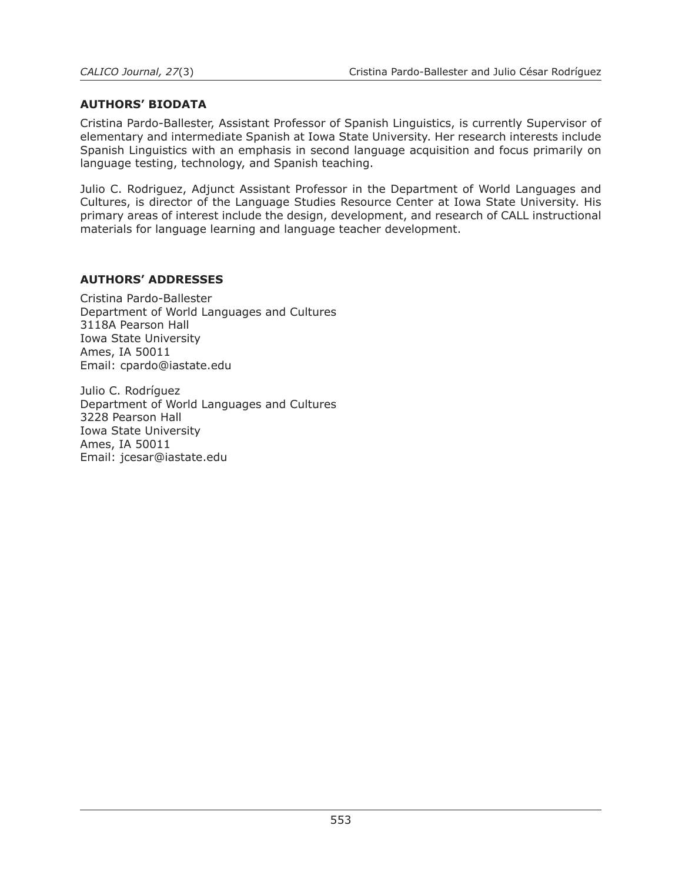## AUTHORS' BIODATA

Cristina Pardo-Ballester, Assistant Professor of Spanish Linguistics, is currently Supervisor of elementary and intermediate Spanish at Iowa State University. Her research interests include Spanish Linguistics with an emphasis in second language acquisition and focus primarily on language testing, technology, and Spanish teaching.

Julio C. Rodriguez, Adjunct Assistant Professor in the Department of World Languages and Cultures, is director of the Language Studies Resource Center at Iowa State University. His primary areas of interest include the design, development, and research of CALL instructional materials for language learning and language teacher development.

## AUTHORS' ADDRESSES

Cristina Pardo-Ballester
Department of World Languages and Cultures
3118A Pearson Hall
Iowa State University
Ames, IA 50011
Email: cpardo@iastate.edu

Julio C. Rodríguez
Department of World Languages and Cultures
3228 Pearson Hall
Iowa State University
Ames, IA 50011
Email: jcesar@iastate.edu